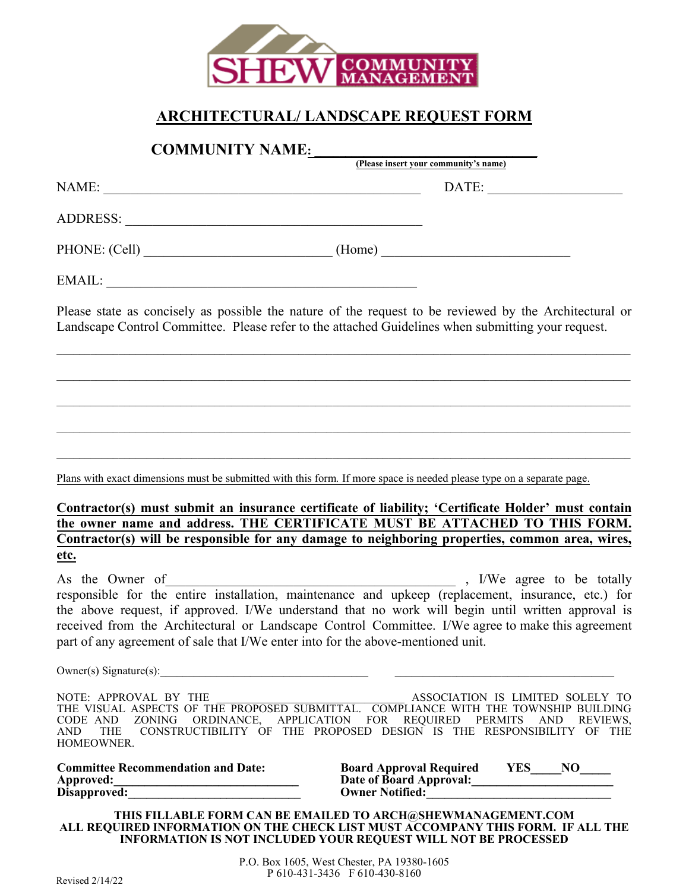SHEW COMMUNITY MANAGEMENT

# ARCHITECTURAL/ LANDSCAPE REQUEST FORM

**COMMUNITY NAME: ______________________________**
**(Please insert your community's name)**

NAME: ________________________________________________ DATE: ____________________

ADDRESS: ______________________________________________

PHONE: (Cell) ____________________________ (Home) ____________________________

EMAIL: ________________________________________________

Please state as concisely as possible the nature of the request to be reviewed by the Architectural or Landscape Control Committee. Please refer to the attached Guidelines when submitting your request.

_____________________________________________________________________________________

_____________________________________________________________________________________

_____________________________________________________________________________________

_____________________________________________________________________________________

_____________________________________________________________________________________

Plans with exact dimensions must be submitted with this form. If more space is needed please type on a separate page.

**Contractor(s) must submit an insurance certificate of liability; 'Certificate Holder' must contain the owner name and address. THE CERTIFICATE MUST BE ATTACHED TO THIS FORM. Contractor(s) will be responsible for any damage to neighboring properties, common area, wires, etc.**

As the Owner of_____________________________________________ , I/We agree to be totally responsible for the entire installation, maintenance and upkeep (replacement, insurance, etc.) for the above request, if approved. I/We understand that no work will begin until written approval is received from the Architectural or Landscape Control Committee. I/We agree to make this agreement part of any agreement of sale that I/We enter into for the above-mentioned unit.

Owner(s) Signature(s):___________________________________ ___________________________________

NOTE: APPROVAL BY THE ______________________________ ASSOCIATION IS LIMITED SOLELY TO THE VISUAL ASPECTS OF THE PROPOSED SUBMITTAL. COMPLIANCE WITH THE TOWNSHIP BUILDING CODE AND ZONING ORDINANCE, APPLICATION FOR REQUIRED PERMITS AND REVIEWS, AND THE CONSTRUCTIBILITY OF THE PROPOSED DESIGN IS THE RESPONSIBILITY OF THE HOMEOWNER.

**Committee Recommendation and Date:**
**Approved:____________________________**
**Disapproved:__________________________**

**Board Approval Required YES_____NO_____**
**Date of Board Approval:______________________**
**Owner Notified:____________________________**

**THIS FILLABLE FORM CAN BE EMAILED TO ARCH@SHEWMANAGEMENT.COM**
**ALL REQUIRED INFORMATION ON THE CHECK LIST MUST ACCOMPANY THIS FORM. IF ALL THE INFORMATION IS NOT INCLUDED YOUR REQUEST WILL NOT BE PROCESSED**

P.O. Box 1605, West Chester, PA 19380-1605
P 610-431-3436 F 610-430-8160

Revised 2/14/22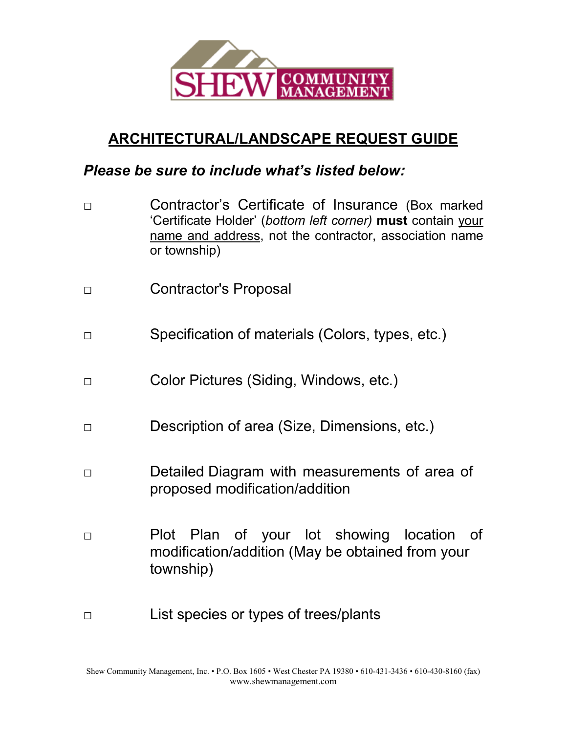# ARCHITECTURAL/LANDSCAPE REQUEST GUIDE

***Please be sure to include what's listed below:***

- □ Contractor's Certificate of Insurance (Box marked 'Certificate Holder' (*bottom left corner)* **must** contain your name and address, not the contractor, association name or township)

- □ Contractor's Proposal

- □ Specification of materials (Colors, types, etc.)

- □ Color Pictures (Siding, Windows, etc.)

- □ Description of area (Size, Dimensions, etc.)

- □ Detailed Diagram with measurements of area of proposed modification/addition

- □ Plot Plan of your lot showing location of modification/addition (May be obtained from your township)

- □ List species or types of trees/plants

Shew Community Management, Inc. • P.O. Box 1605 • West Chester PA 19380 • 610-431-3436 • 610-430-8160 (fax)
www.shewmanagement.com